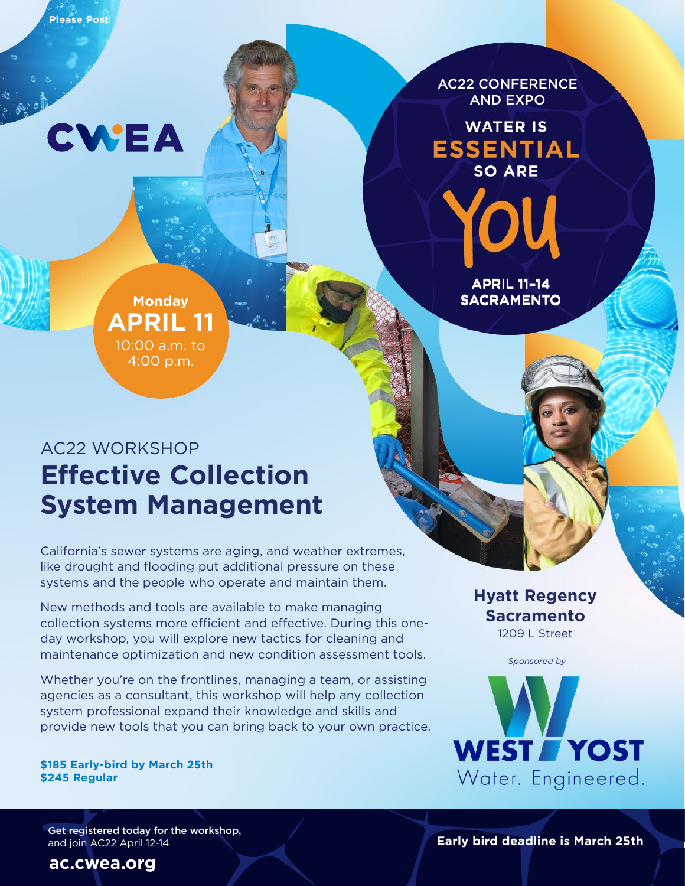Please Post

CWEA

AC22 CONFERENCE AND EXPO

WATER IS **ESSENTIAL** SO ARE **YOU**

**APRIL 11-14**
**SACRAMENTO**

**Monday**
**APRIL 11**
10:00 a.m. to 4:00 p.m.

## AC22 WORKSHOP

# Effective Collection System Management

California's sewer systems are aging, and weather extremes, like drought and flooding put additional pressure on these systems and the people who operate and maintain them.

New methods and tools are available to make managing collection systems more efficient and effective. During this one-day workshop, you will explore new tactics for cleaning and maintenance optimization and new condition assessment tools.

Whether you're on the frontlines, managing a team, or assisting agencies as a consultant, this workshop will help any collection system professional expand their knowledge and skills and provide new tools that you can bring back to your own practice.

**$185 Early-bird by March 25th**
**$245 Regular**

**Hyatt Regency Sacramento**
1209 L Street

*Sponsored by*

**WEST YOST**
Water. Engineered.

**Get registered today for the workshop,** and join AC22 April 12-14

**ac.cwea.org**

**Early bird deadline is March 25th**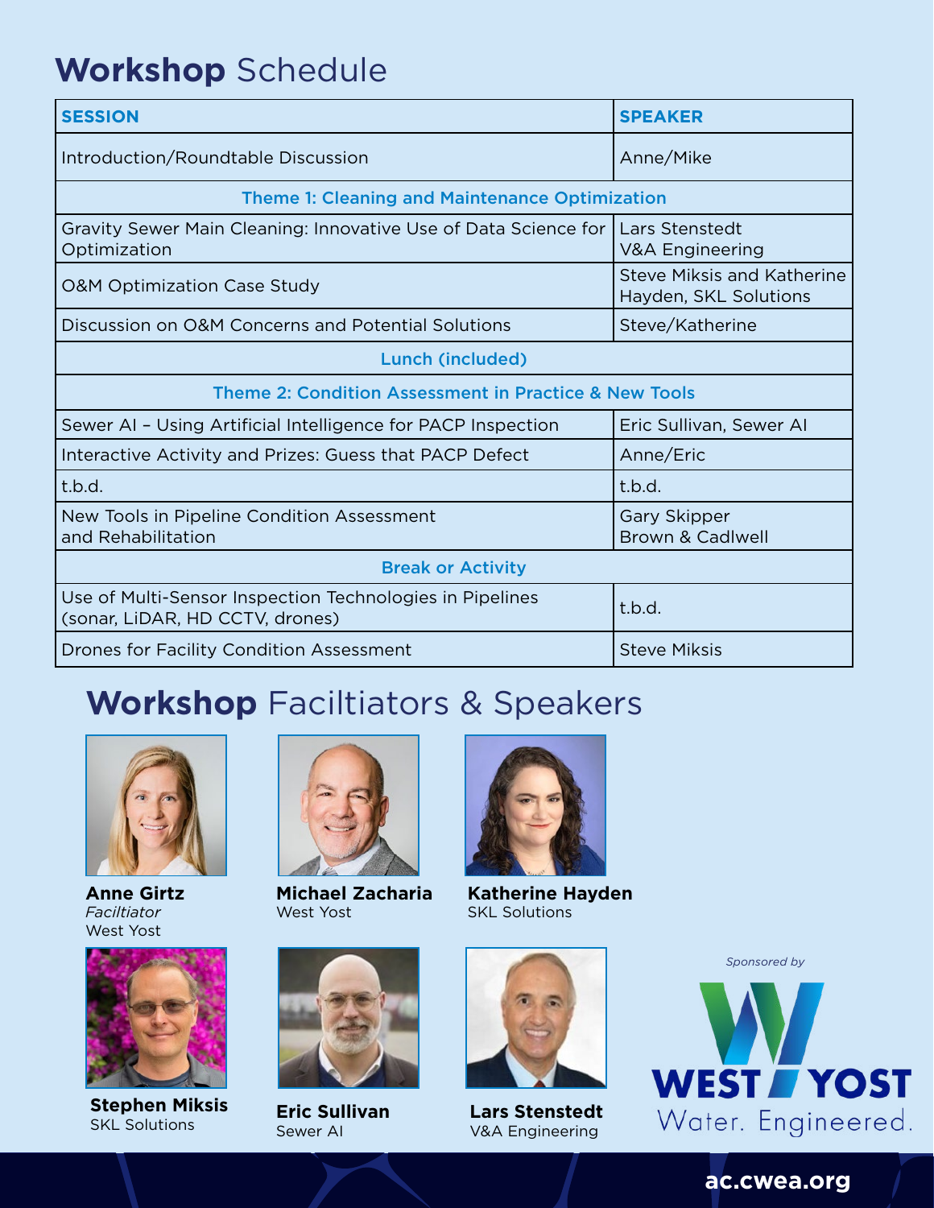# **Workshop** Schedule

| SESSION | SPEAKER |
|---|---|
| Introduction/Roundtable Discussion | Anne/Mike |
| **Theme 1: Cleaning and Maintenance Optimization** | |
| Gravity Sewer Main Cleaning: Innovative Use of Data Science for Optimization | Lars Stenstedt V&A Engineering |
| O&M Optimization Case Study | Steve Miksis and Katherine Hayden, SKL Solutions |
| Discussion on O&M Concerns and Potential Solutions | Steve/Katherine |
| **Lunch (included)** | |
| **Theme 2: Condition Assessment in Practice & New Tools** | |
| Sewer AI – Using Artificial Intelligence for PACP Inspection | Eric Sullivan, Sewer AI |
| Interactive Activity and Prizes: Guess that PACP Defect | Anne/Eric |
| t.b.d. | t.b.d. |
| New Tools in Pipeline Condition Assessment and Rehabilitation | Gary Skipper Brown & Cadlwell |
| **Break or Activity** | |
| Use of Multi-Sensor Inspection Technologies in Pipelines (sonar, LiDAR, HD CCTV, drones) | t.b.d. |
| Drones for Facility Condition Assessment | Steve Miksis |

# **Workshop** Faciltiators & Speakers

**Anne Girtz**
*Faciltiator*
West Yost

**Michael Zacharia**
West Yost

**Katherine Hayden**
SKL Solutions

**Stephen Miksis**
SKL Solutions

**Eric Sullivan**
Sewer AI

**Lars Stenstedt**
V&A Engineering

*Sponsored by*

WEST YOST
Water. Engineered.

ac.cwea.org